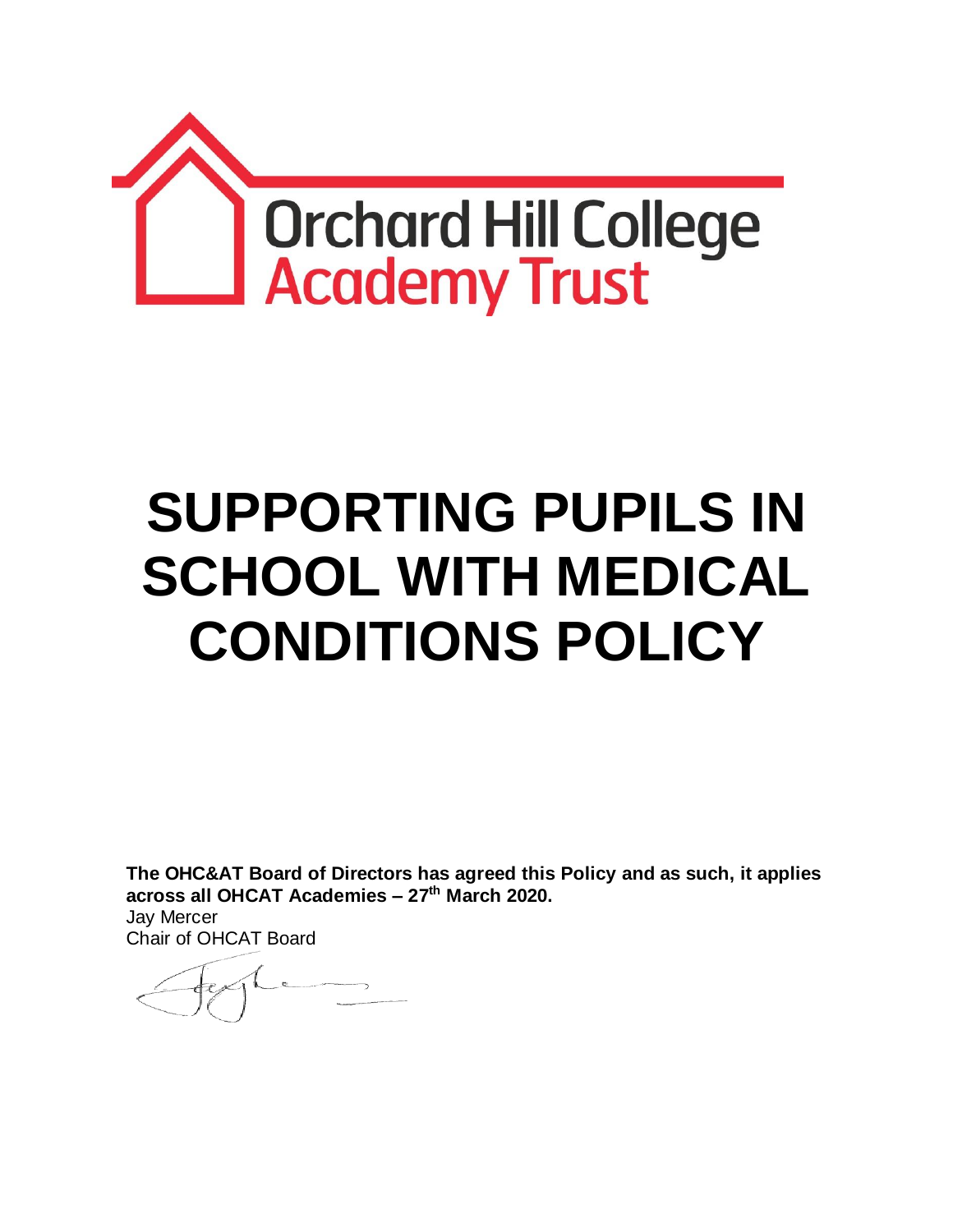Orchard Hill College Academy Trust

# SUPPORTING PUPILS IN SCHOOL WITH MEDICAL CONDITIONS POLICY

**The OHC&AT Board of Directors has agreed this Policy and as such, it applies across all OHCAT Academies – 27th March 2020.**

Jay Mercer
Chair of OHCAT Board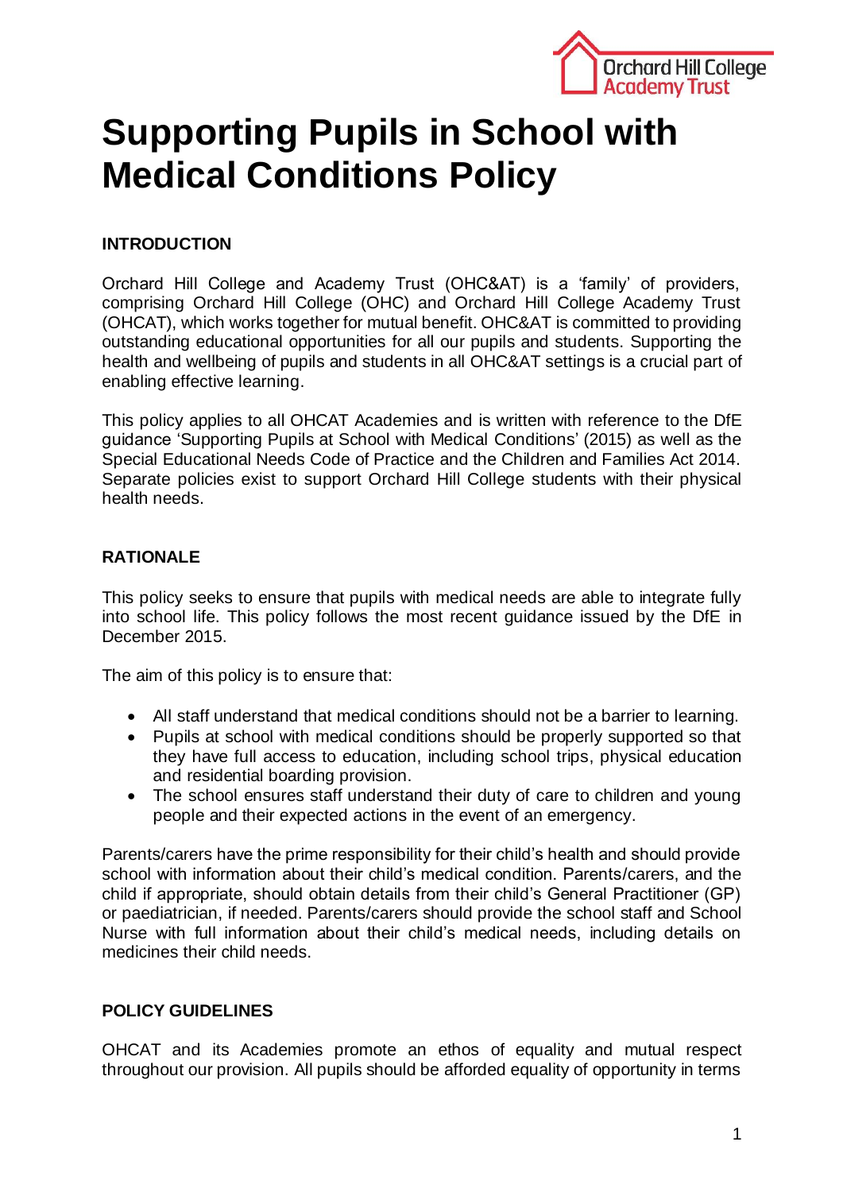# Supporting Pupils in School with Medical Conditions Policy

**INTRODUCTION**

Orchard Hill College and Academy Trust (OHC&AT) is a 'family' of providers, comprising Orchard Hill College (OHC) and Orchard Hill College Academy Trust (OHCAT), which works together for mutual benefit. OHC&AT is committed to providing outstanding educational opportunities for all our pupils and students. Supporting the health and wellbeing of pupils and students in all OHC&AT settings is a crucial part of enabling effective learning.

This policy applies to all OHCAT Academies and is written with reference to the DfE guidance 'Supporting Pupils at School with Medical Conditions' (2015) as well as the Special Educational Needs Code of Practice and the Children and Families Act 2014. Separate policies exist to support Orchard Hill College students with their physical health needs.

**RATIONALE**

This policy seeks to ensure that pupils with medical needs are able to integrate fully into school life. This policy follows the most recent guidance issued by the DfE in December 2015.

The aim of this policy is to ensure that:

- All staff understand that medical conditions should not be a barrier to learning.
- Pupils at school with medical conditions should be properly supported so that they have full access to education, including school trips, physical education and residential boarding provision.
- The school ensures staff understand their duty of care to children and young people and their expected actions in the event of an emergency.

Parents/carers have the prime responsibility for their child's health and should provide school with information about their child's medical condition. Parents/carers, and the child if appropriate, should obtain details from their child's General Practitioner (GP) or paediatrician, if needed. Parents/carers should provide the school staff and School Nurse with full information about their child's medical needs, including details on medicines their child needs.

**POLICY GUIDELINES**

OHCAT and its Academies promote an ethos of equality and mutual respect throughout our provision. All pupils should be afforded equality of opportunity in terms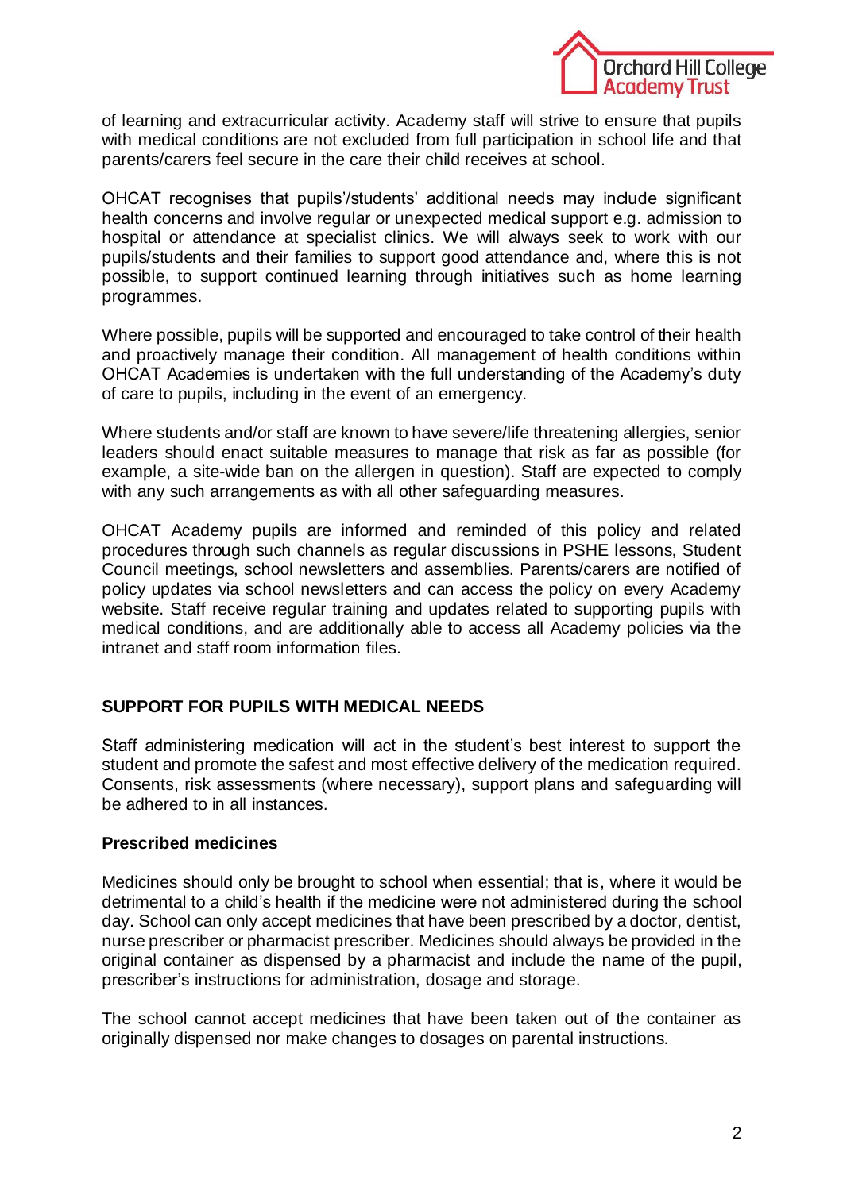of learning and extracurricular activity. Academy staff will strive to ensure that pupils with medical conditions are not excluded from full participation in school life and that parents/carers feel secure in the care their child receives at school.

OHCAT recognises that pupils'/students' additional needs may include significant health concerns and involve regular or unexpected medical support e.g. admission to hospital or attendance at specialist clinics. We will always seek to work with our pupils/students and their families to support good attendance and, where this is not possible, to support continued learning through initiatives such as home learning programmes.

Where possible, pupils will be supported and encouraged to take control of their health and proactively manage their condition. All management of health conditions within OHCAT Academies is undertaken with the full understanding of the Academy's duty of care to pupils, including in the event of an emergency.

Where students and/or staff are known to have severe/life threatening allergies, senior leaders should enact suitable measures to manage that risk as far as possible (for example, a site-wide ban on the allergen in question). Staff are expected to comply with any such arrangements as with all other safeguarding measures.

OHCAT Academy pupils are informed and reminded of this policy and related procedures through such channels as regular discussions in PSHE lessons, Student Council meetings, school newsletters and assemblies. Parents/carers are notified of policy updates via school newsletters and can access the policy on every Academy website. Staff receive regular training and updates related to supporting pupils with medical conditions, and are additionally able to access all Academy policies via the intranet and staff room information files.

## SUPPORT FOR PUPILS WITH MEDICAL NEEDS

Staff administering medication will act in the student's best interest to support the student and promote the safest and most effective delivery of the medication required. Consents, risk assessments (where necessary), support plans and safeguarding will be adhered to in all instances.

### Prescribed medicines

Medicines should only be brought to school when essential; that is, where it would be detrimental to a child's health if the medicine were not administered during the school day. School can only accept medicines that have been prescribed by a doctor, dentist, nurse prescriber or pharmacist prescriber. Medicines should always be provided in the original container as dispensed by a pharmacist and include the name of the pupil, prescriber's instructions for administration, dosage and storage.

The school cannot accept medicines that have been taken out of the container as originally dispensed nor make changes to dosages on parental instructions.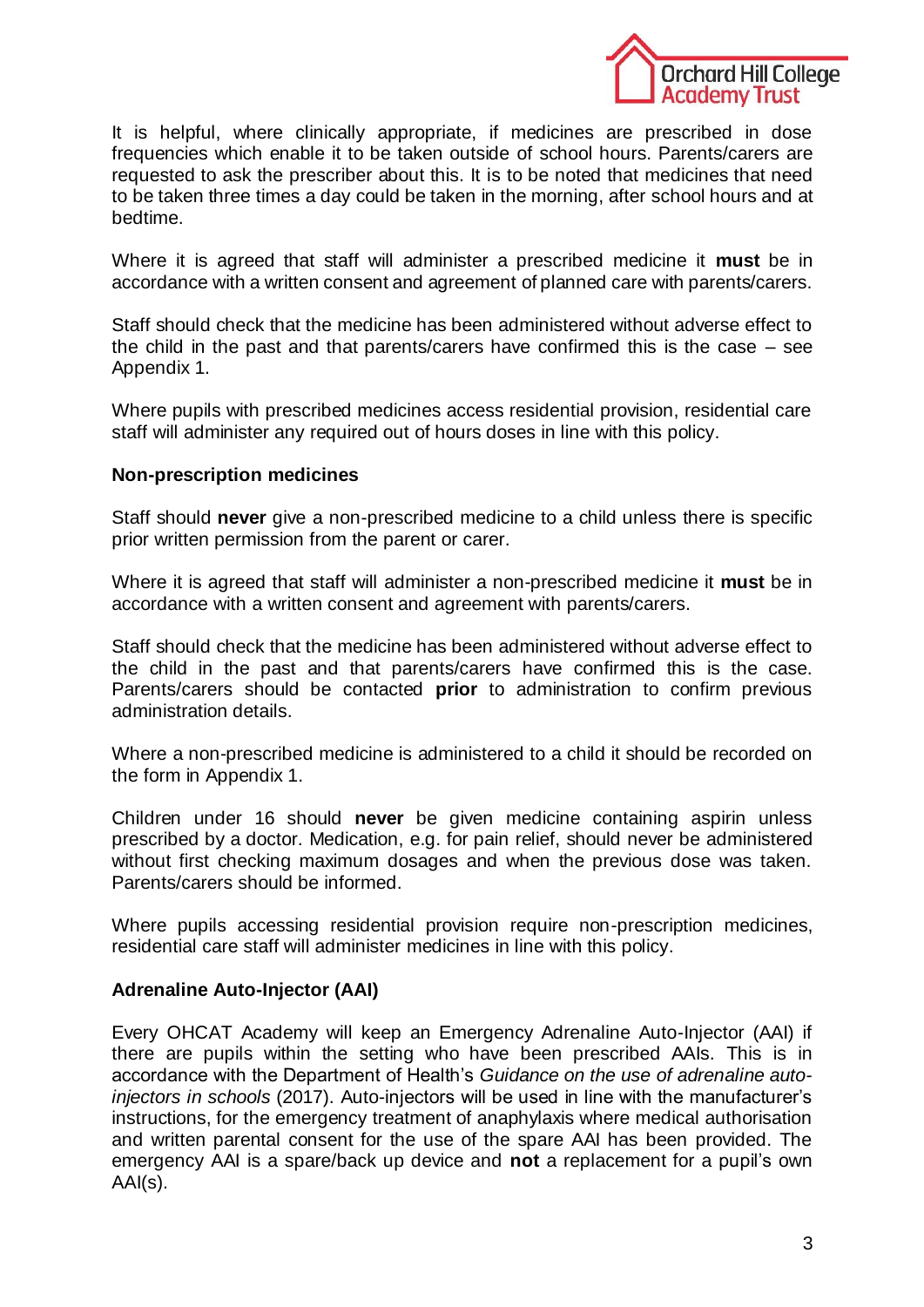It is helpful, where clinically appropriate, if medicines are prescribed in dose frequencies which enable it to be taken outside of school hours. Parents/carers are requested to ask the prescriber about this. It is to be noted that medicines that need to be taken three times a day could be taken in the morning, after school hours and at bedtime.

Where it is agreed that staff will administer a prescribed medicine it **must** be in accordance with a written consent and agreement of planned care with parents/carers.

Staff should check that the medicine has been administered without adverse effect to the child in the past and that parents/carers have confirmed this is the case – see Appendix 1.

Where pupils with prescribed medicines access residential provision, residential care staff will administer any required out of hours doses in line with this policy.

**Non-prescription medicines**

Staff should **never** give a non-prescribed medicine to a child unless there is specific prior written permission from the parent or carer.

Where it is agreed that staff will administer a non-prescribed medicine it **must** be in accordance with a written consent and agreement with parents/carers.

Staff should check that the medicine has been administered without adverse effect to the child in the past and that parents/carers have confirmed this is the case. Parents/carers should be contacted **prior** to administration to confirm previous administration details.

Where a non-prescribed medicine is administered to a child it should be recorded on the form in Appendix 1.

Children under 16 should **never** be given medicine containing aspirin unless prescribed by a doctor. Medication, e.g. for pain relief, should never be administered without first checking maximum dosages and when the previous dose was taken. Parents/carers should be informed.

Where pupils accessing residential provision require non-prescription medicines, residential care staff will administer medicines in line with this policy.

**Adrenaline Auto-Injector (AAI)**

Every OHCAT Academy will keep an Emergency Adrenaline Auto-Injector (AAI) if there are pupils within the setting who have been prescribed AAIs. This is in accordance with the Department of Health's *Guidance on the use of adrenaline auto-injectors in schools* (2017). Auto-injectors will be used in line with the manufacturer's instructions, for the emergency treatment of anaphylaxis where medical authorisation and written parental consent for the use of the spare AAI has been provided. The emergency AAI is a spare/back up device and **not** a replacement for a pupil's own AAI(s).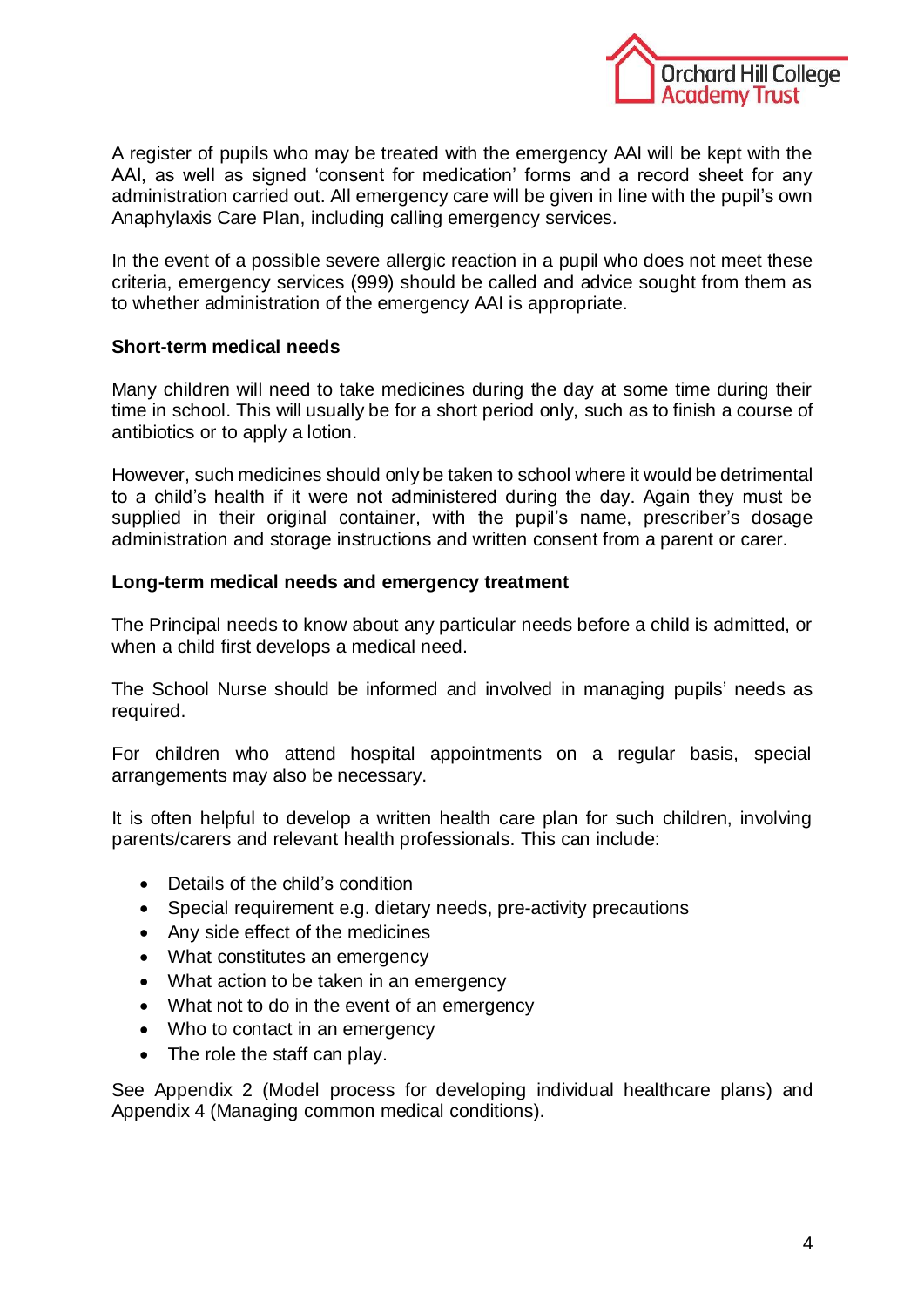A register of pupils who may be treated with the emergency AAI will be kept with the AAI, as well as signed 'consent for medication' forms and a record sheet for any administration carried out. All emergency care will be given in line with the pupil's own Anaphylaxis Care Plan, including calling emergency services.

In the event of a possible severe allergic reaction in a pupil who does not meet these criteria, emergency services (999) should be called and advice sought from them as to whether administration of the emergency AAI is appropriate.

**Short-term medical needs**

Many children will need to take medicines during the day at some time during their time in school. This will usually be for a short period only, such as to finish a course of antibiotics or to apply a lotion.

However, such medicines should only be taken to school where it would be detrimental to a child's health if it were not administered during the day. Again they must be supplied in their original container, with the pupil's name, prescriber's dosage administration and storage instructions and written consent from a parent or carer.

**Long-term medical needs and emergency treatment**

The Principal needs to know about any particular needs before a child is admitted, or when a child first develops a medical need.

The School Nurse should be informed and involved in managing pupils' needs as required.

For children who attend hospital appointments on a regular basis, special arrangements may also be necessary.

It is often helpful to develop a written health care plan for such children, involving parents/carers and relevant health professionals. This can include:

- Details of the child's condition
- Special requirement e.g. dietary needs, pre-activity precautions
- Any side effect of the medicines
- What constitutes an emergency
- What action to be taken in an emergency
- What not to do in the event of an emergency
- Who to contact in an emergency
- The role the staff can play.

See Appendix 2 (Model process for developing individual healthcare plans) and Appendix 4 (Managing common medical conditions).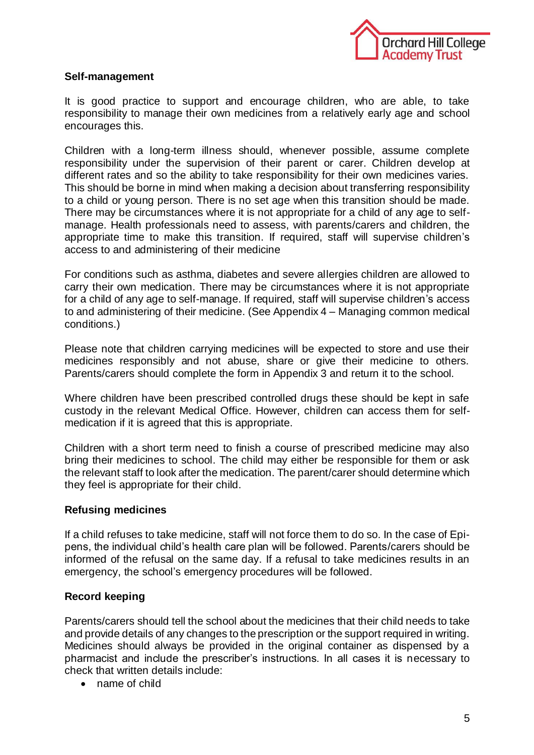**Self-management**

It is good practice to support and encourage children, who are able, to take responsibility to manage their own medicines from a relatively early age and school encourages this.

Children with a long-term illness should, whenever possible, assume complete responsibility under the supervision of their parent or carer. Children develop at different rates and so the ability to take responsibility for their own medicines varies. This should be borne in mind when making a decision about transferring responsibility to a child or young person. There is no set age when this transition should be made. There may be circumstances where it is not appropriate for a child of any age to self-manage. Health professionals need to assess, with parents/carers and children, the appropriate time to make this transition. If required, staff will supervise children's access to and administering of their medicine

For conditions such as asthma, diabetes and severe allergies children are allowed to carry their own medication. There may be circumstances where it is not appropriate for a child of any age to self-manage. If required, staff will supervise children's access to and administering of their medicine. (See Appendix 4 – Managing common medical conditions.)

Please note that children carrying medicines will be expected to store and use their medicines responsibly and not abuse, share or give their medicine to others. Parents/carers should complete the form in Appendix 3 and return it to the school.

Where children have been prescribed controlled drugs these should be kept in safe custody in the relevant Medical Office. However, children can access them for self-medication if it is agreed that this is appropriate.

Children with a short term need to finish a course of prescribed medicine may also bring their medicines to school. The child may either be responsible for them or ask the relevant staff to look after the medication. The parent/carer should determine which they feel is appropriate for their child.

**Refusing medicines**

If a child refuses to take medicine, staff will not force them to do so. In the case of Epi-pens, the individual child's health care plan will be followed. Parents/carers should be informed of the refusal on the same day. If a refusal to take medicines results in an emergency, the school's emergency procedures will be followed.

**Record keeping**

Parents/carers should tell the school about the medicines that their child needs to take and provide details of any changes to the prescription or the support required in writing. Medicines should always be provided in the original container as dispensed by a pharmacist and include the prescriber's instructions. In all cases it is necessary to check that written details include:

- name of child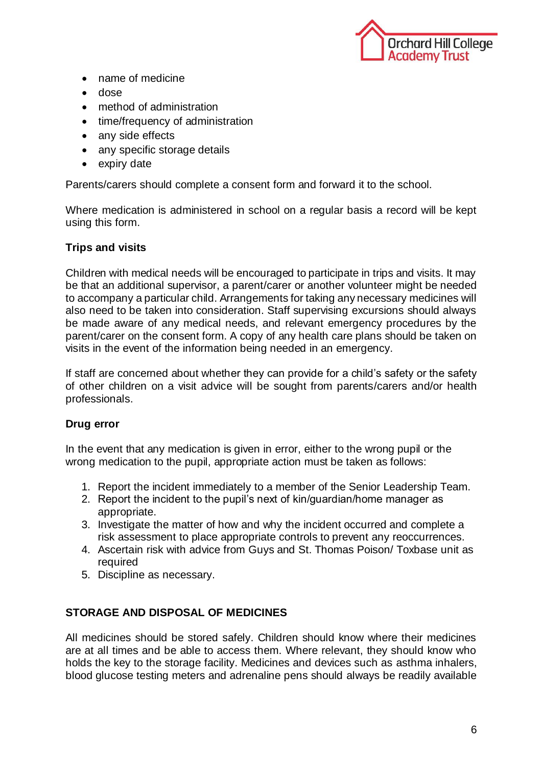- name of medicine
- dose
- method of administration
- time/frequency of administration
- any side effects
- any specific storage details
- expiry date

Parents/carers should complete a consent form and forward it to the school.

Where medication is administered in school on a regular basis a record will be kept using this form.

**Trips and visits**

Children with medical needs will be encouraged to participate in trips and visits. It may be that an additional supervisor, a parent/carer or another volunteer might be needed to accompany a particular child. Arrangements for taking any necessary medicines will also need to be taken into consideration. Staff supervising excursions should always be made aware of any medical needs, and relevant emergency procedures by the parent/carer on the consent form. A copy of any health care plans should be taken on visits in the event of the information being needed in an emergency.

If staff are concerned about whether they can provide for a child's safety or the safety of other children on a visit advice will be sought from parents/carers and/or health professionals.

**Drug error**

In the event that any medication is given in error, either to the wrong pupil or the wrong medication to the pupil, appropriate action must be taken as follows:

1. Report the incident immediately to a member of the Senior Leadership Team.
2. Report the incident to the pupil's next of kin/guardian/home manager as appropriate.
3. Investigate the matter of how and why the incident occurred and complete a risk assessment to place appropriate controls to prevent any reoccurrences.
4. Ascertain risk with advice from Guys and St. Thomas Poison/ Toxbase unit as required
5. Discipline as necessary.

## STORAGE AND DISPOSAL OF MEDICINES

All medicines should be stored safely. Children should know where their medicines are at all times and be able to access them. Where relevant, they should know who holds the key to the storage facility. Medicines and devices such as asthma inhalers, blood glucose testing meters and adrenaline pens should always be readily available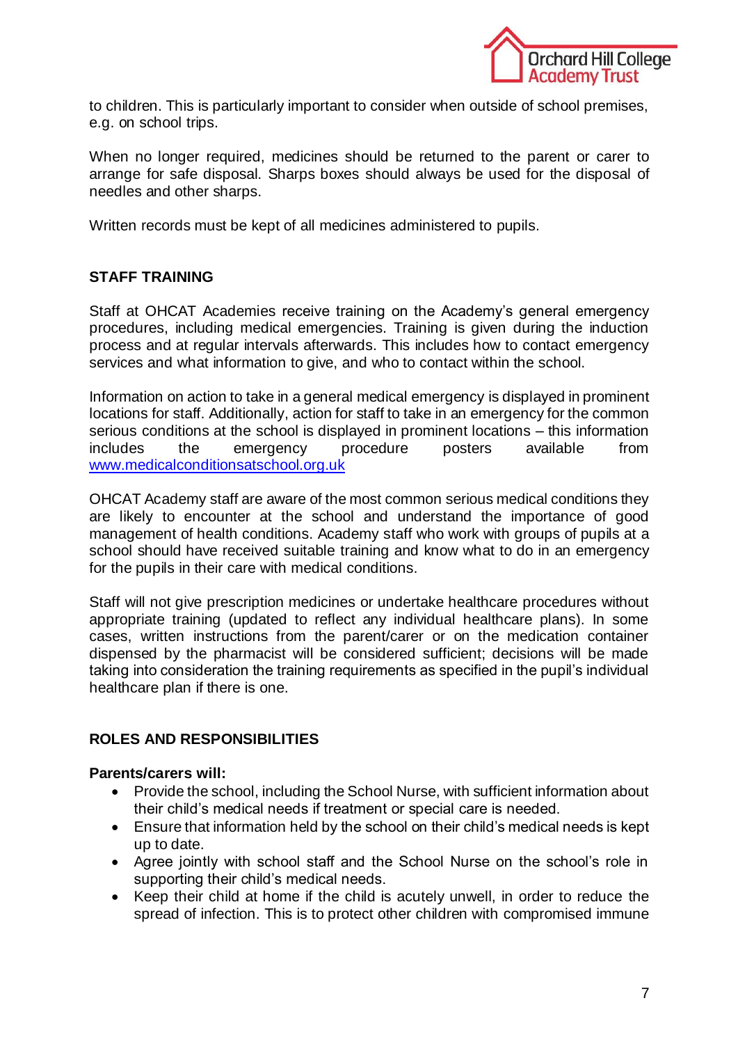to children. This is particularly important to consider when outside of school premises, e.g. on school trips.

When no longer required, medicines should be returned to the parent or carer to arrange for safe disposal. Sharps boxes should always be used for the disposal of needles and other sharps.

Written records must be kept of all medicines administered to pupils.

## STAFF TRAINING

Staff at OHCAT Academies receive training on the Academy's general emergency procedures, including medical emergencies. Training is given during the induction process and at regular intervals afterwards. This includes how to contact emergency services and what information to give, and who to contact within the school.

Information on action to take in a general medical emergency is displayed in prominent locations for staff. Additionally, action for staff to take in an emergency for the common serious conditions at the school is displayed in prominent locations – this information includes the emergency procedure posters available from [www.medicalconditionsatschool.org.uk](http://www.medicalconditionsatschool.org.uk)

OHCAT Academy staff are aware of the most common serious medical conditions they are likely to encounter at the school and understand the importance of good management of health conditions. Academy staff who work with groups of pupils at a school should have received suitable training and know what to do in an emergency for the pupils in their care with medical conditions.

Staff will not give prescription medicines or undertake healthcare procedures without appropriate training (updated to reflect any individual healthcare plans). In some cases, written instructions from the parent/carer or on the medication container dispensed by the pharmacist will be considered sufficient; decisions will be made taking into consideration the training requirements as specified in the pupil's individual healthcare plan if there is one.

## ROLES AND RESPONSIBILITIES

**Parents/carers will:**

- Provide the school, including the School Nurse, with sufficient information about their child's medical needs if treatment or special care is needed.
- Ensure that information held by the school on their child's medical needs is kept up to date.
- Agree jointly with school staff and the School Nurse on the school's role in supporting their child's medical needs.
- Keep their child at home if the child is acutely unwell, in order to reduce the spread of infection. This is to protect other children with compromised immune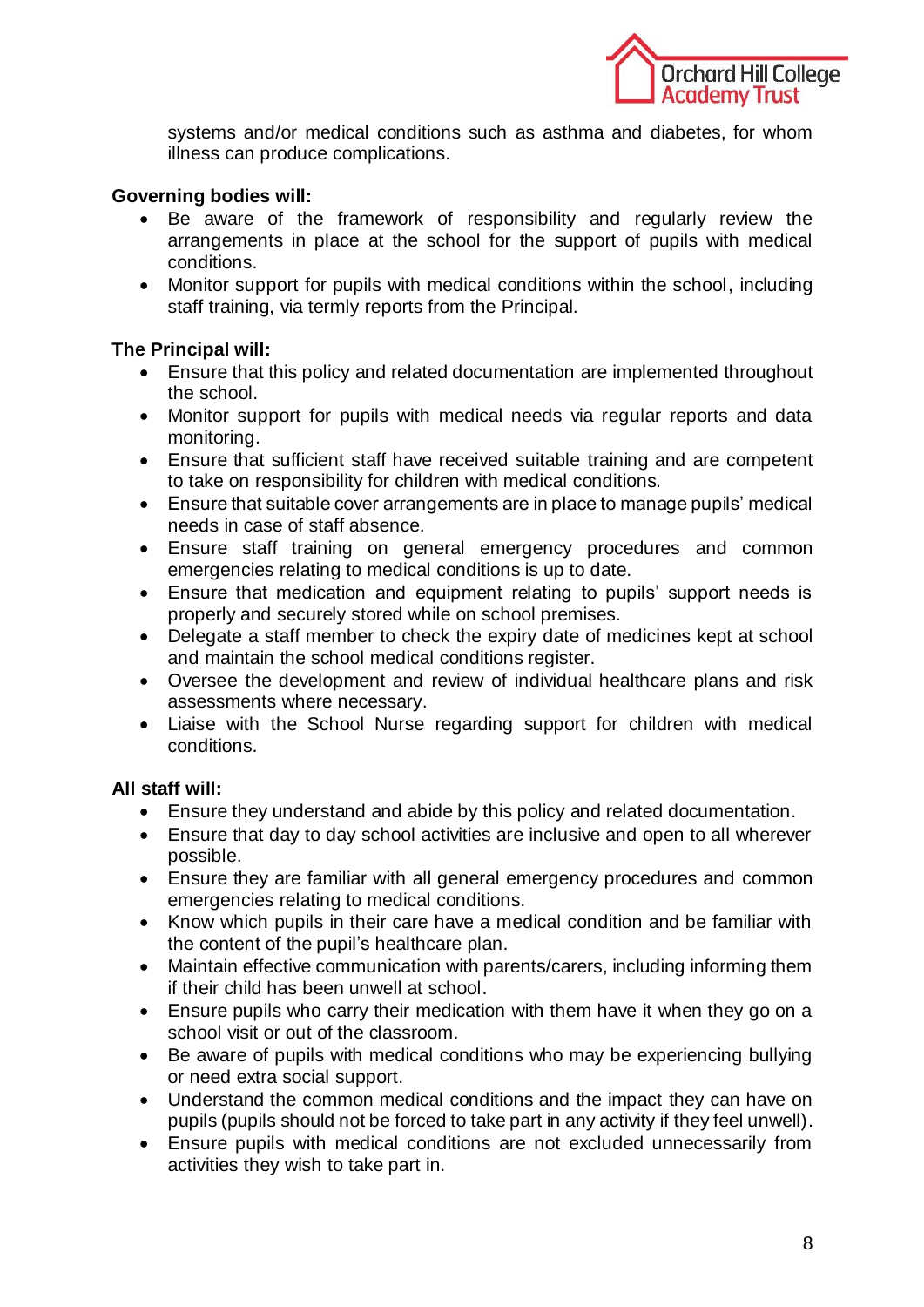systems and/or medical conditions such as asthma and diabetes, for whom illness can produce complications.

**Governing bodies will:**

- Be aware of the framework of responsibility and regularly review the arrangements in place at the school for the support of pupils with medical conditions.
- Monitor support for pupils with medical conditions within the school, including staff training, via termly reports from the Principal.

**The Principal will:**

- Ensure that this policy and related documentation are implemented throughout the school.
- Monitor support for pupils with medical needs via regular reports and data monitoring.
- Ensure that sufficient staff have received suitable training and are competent to take on responsibility for children with medical conditions.
- Ensure that suitable cover arrangements are in place to manage pupils' medical needs in case of staff absence.
- Ensure staff training on general emergency procedures and common emergencies relating to medical conditions is up to date.
- Ensure that medication and equipment relating to pupils' support needs is properly and securely stored while on school premises.
- Delegate a staff member to check the expiry date of medicines kept at school and maintain the school medical conditions register.
- Oversee the development and review of individual healthcare plans and risk assessments where necessary.
- Liaise with the School Nurse regarding support for children with medical conditions.

**All staff will:**

- Ensure they understand and abide by this policy and related documentation.
- Ensure that day to day school activities are inclusive and open to all wherever possible.
- Ensure they are familiar with all general emergency procedures and common emergencies relating to medical conditions.
- Know which pupils in their care have a medical condition and be familiar with the content of the pupil's healthcare plan.
- Maintain effective communication with parents/carers, including informing them if their child has been unwell at school.
- Ensure pupils who carry their medication with them have it when they go on a school visit or out of the classroom.
- Be aware of pupils with medical conditions who may be experiencing bullying or need extra social support.
- Understand the common medical conditions and the impact they can have on pupils (pupils should not be forced to take part in any activity if they feel unwell).
- Ensure pupils with medical conditions are not excluded unnecessarily from activities they wish to take part in.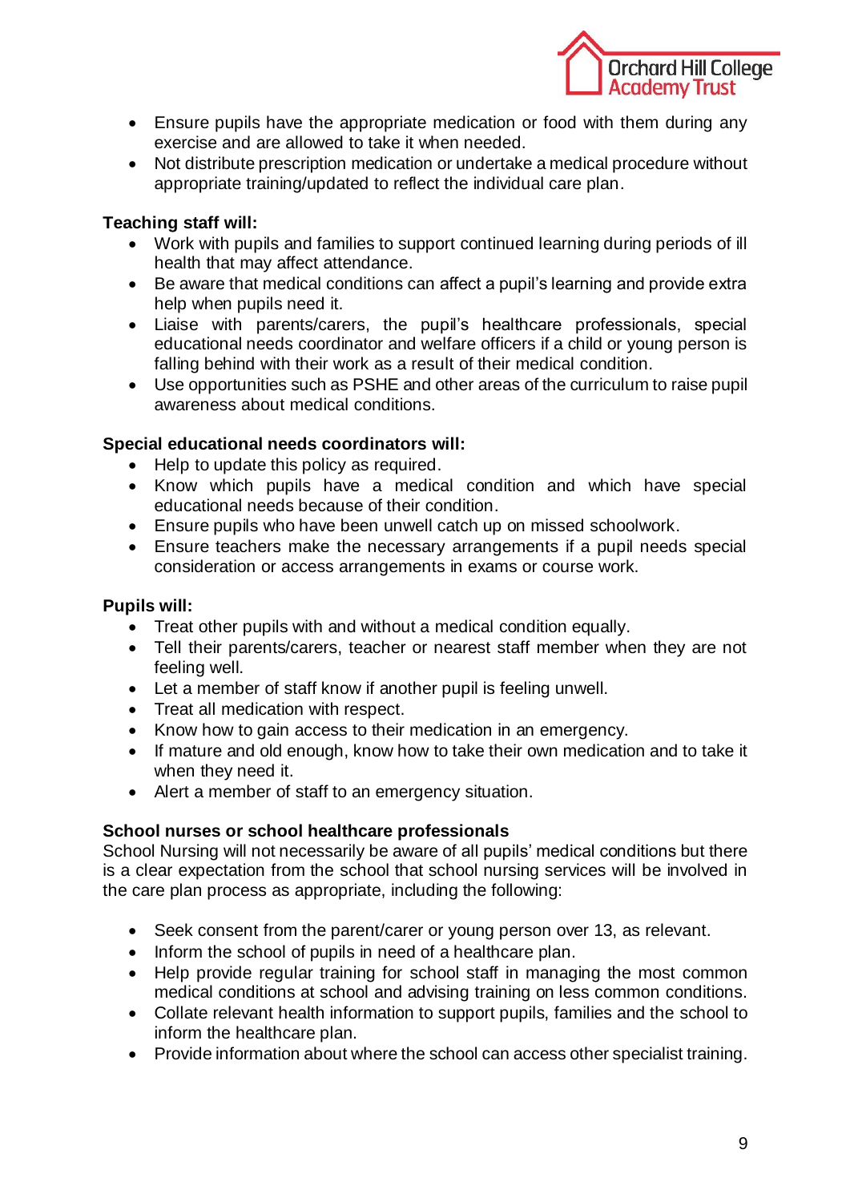- Ensure pupils have the appropriate medication or food with them during any exercise and are allowed to take it when needed.
- Not distribute prescription medication or undertake a medical procedure without appropriate training/updated to reflect the individual care plan.

**Teaching staff will:**

- Work with pupils and families to support continued learning during periods of ill health that may affect attendance.
- Be aware that medical conditions can affect a pupil's learning and provide extra help when pupils need it.
- Liaise with parents/carers, the pupil's healthcare professionals, special educational needs coordinator and welfare officers if a child or young person is falling behind with their work as a result of their medical condition.
- Use opportunities such as PSHE and other areas of the curriculum to raise pupil awareness about medical conditions.

**Special educational needs coordinators will:**

- Help to update this policy as required.
- Know which pupils have a medical condition and which have special educational needs because of their condition.
- Ensure pupils who have been unwell catch up on missed schoolwork.
- Ensure teachers make the necessary arrangements if a pupil needs special consideration or access arrangements in exams or course work.

**Pupils will:**

- Treat other pupils with and without a medical condition equally.
- Tell their parents/carers, teacher or nearest staff member when they are not feeling well.
- Let a member of staff know if another pupil is feeling unwell.
- Treat all medication with respect.
- Know how to gain access to their medication in an emergency.
- If mature and old enough, know how to take their own medication and to take it when they need it.
- Alert a member of staff to an emergency situation.

**School nurses or school healthcare professionals**

School Nursing will not necessarily be aware of all pupils' medical conditions but there is a clear expectation from the school that school nursing services will be involved in the care plan process as appropriate, including the following:

- Seek consent from the parent/carer or young person over 13, as relevant.
- Inform the school of pupils in need of a healthcare plan.
- Help provide regular training for school staff in managing the most common medical conditions at school and advising training on less common conditions.
- Collate relevant health information to support pupils, families and the school to inform the healthcare plan.
- Provide information about where the school can access other specialist training.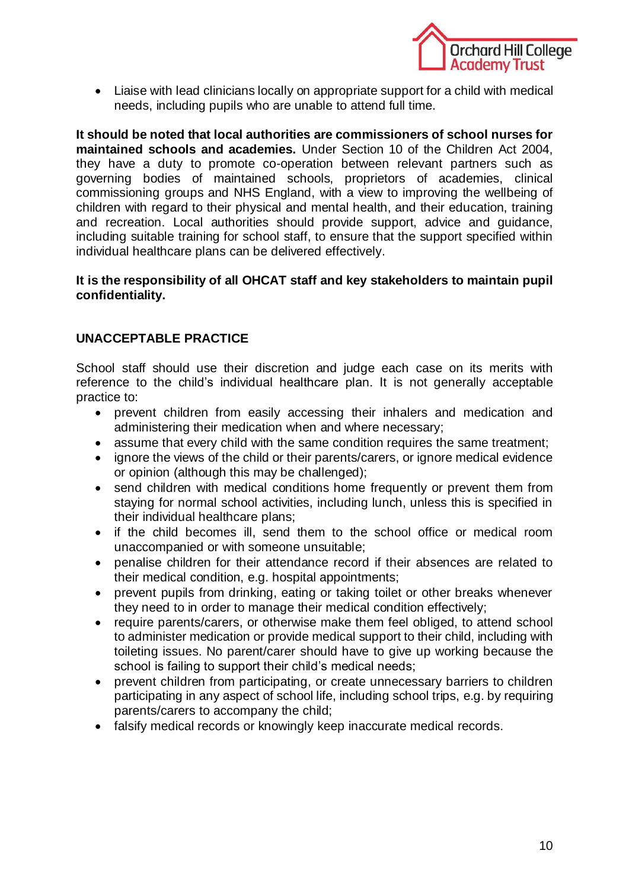- Liaise with lead clinicians locally on appropriate support for a child with medical needs, including pupils who are unable to attend full time.

**It should be noted that local authorities are commissioners of school nurses for maintained schools and academies.** Under Section 10 of the Children Act 2004, they have a duty to promote co-operation between relevant partners such as governing bodies of maintained schools, proprietors of academies, clinical commissioning groups and NHS England, with a view to improving the wellbeing of children with regard to their physical and mental health, and their education, training and recreation. Local authorities should provide support, advice and guidance, including suitable training for school staff, to ensure that the support specified within individual healthcare plans can be delivered effectively.

**It is the responsibility of all OHCAT staff and key stakeholders to maintain pupil confidentiality.**

## UNACCEPTABLE PRACTICE

School staff should use their discretion and judge each case on its merits with reference to the child's individual healthcare plan. It is not generally acceptable practice to:

- prevent children from easily accessing their inhalers and medication and administering their medication when and where necessary;
- assume that every child with the same condition requires the same treatment;
- ignore the views of the child or their parents/carers, or ignore medical evidence or opinion (although this may be challenged);
- send children with medical conditions home frequently or prevent them from staying for normal school activities, including lunch, unless this is specified in their individual healthcare plans;
- if the child becomes ill, send them to the school office or medical room unaccompanied or with someone unsuitable;
- penalise children for their attendance record if their absences are related to their medical condition, e.g. hospital appointments;
- prevent pupils from drinking, eating or taking toilet or other breaks whenever they need to in order to manage their medical condition effectively;
- require parents/carers, or otherwise make them feel obliged, to attend school to administer medication or provide medical support to their child, including with toileting issues. No parent/carer should have to give up working because the school is failing to support their child's medical needs;
- prevent children from participating, or create unnecessary barriers to children participating in any aspect of school life, including school trips, e.g. by requiring parents/carers to accompany the child;
- falsify medical records or knowingly keep inaccurate medical records.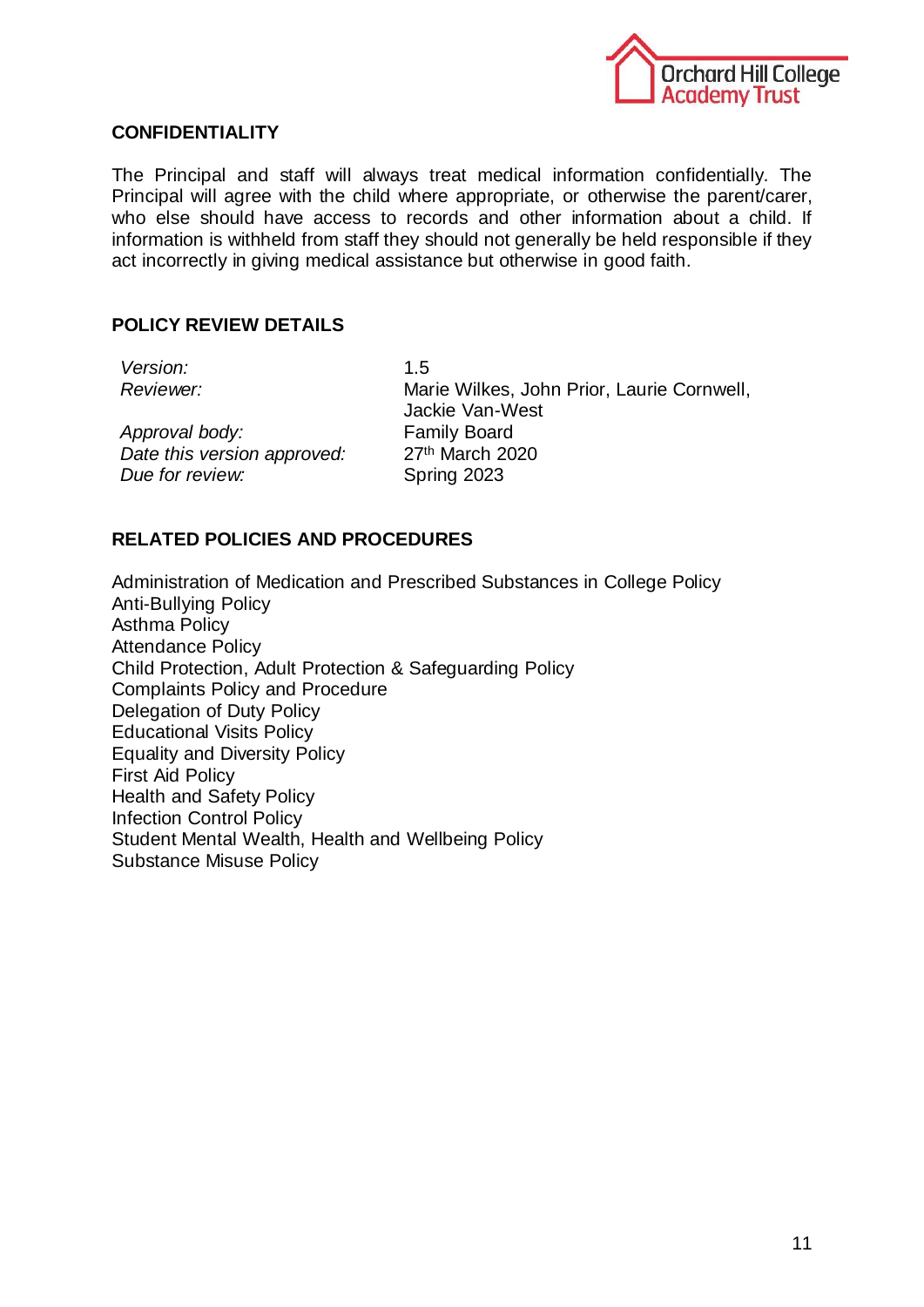## CONFIDENTIALITY

The Principal and staff will always treat medical information confidentially. The Principal will agree with the child where appropriate, or otherwise the parent/carer, who else should have access to records and other information about a child. If information is withheld from staff they should not generally be held responsible if they act incorrectly in giving medical assistance but otherwise in good faith.

## POLICY REVIEW DETAILS

| | |
|---|---|
| *Version:* | 1.5 |
| *Reviewer:* | Marie Wilkes, John Prior, Laurie Cornwell, Jackie Van-West |
| *Approval body:* | Family Board |
| *Date this version approved:* | 27th March 2020 |
| *Due for review:* | Spring 2023 |

## RELATED POLICIES AND PROCEDURES

Administration of Medication and Prescribed Substances in College Policy
Anti-Bullying Policy
Asthma Policy
Attendance Policy
Child Protection, Adult Protection & Safeguarding Policy
Complaints Policy and Procedure
Delegation of Duty Policy
Educational Visits Policy
Equality and Diversity Policy
First Aid Policy
Health and Safety Policy
Infection Control Policy
Student Mental Wealth, Health and Wellbeing Policy
Substance Misuse Policy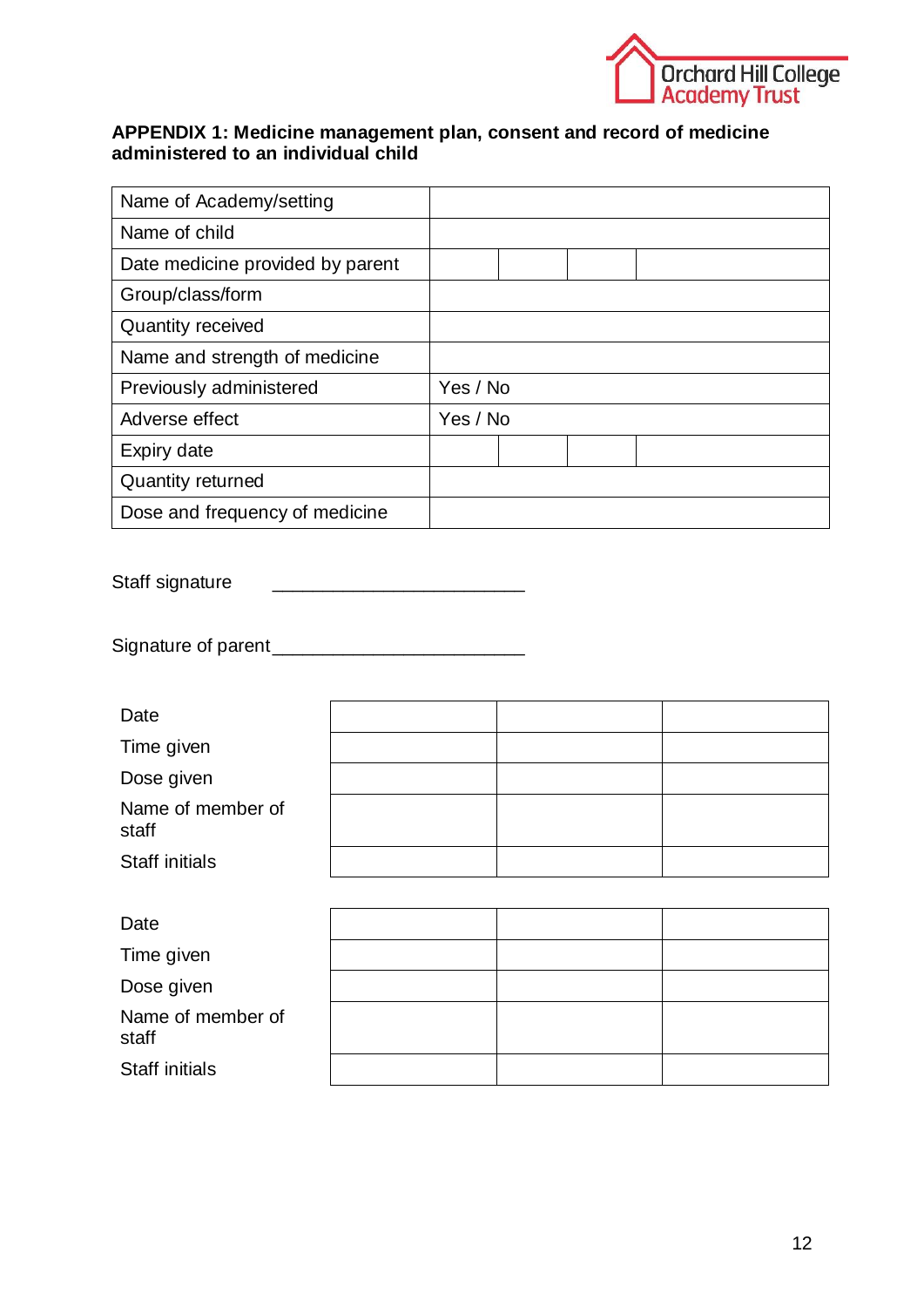**APPENDIX 1: Medicine management plan, consent and record of medicine administered to an individual child**

| | | | | |
|---|---|---|---|---|
| Name of Academy/setting | | | | |
| Name of child | | | | |
| Date medicine provided by parent | | | | |
| Group/class/form | | | | |
| Quantity received | | | | |
| Name and strength of medicine | | | | |
| Previously administered | Yes / No | | | |
| Adverse effect | Yes / No | | | |
| Expiry date | | | | |
| Quantity returned | | | | |
| Dose and frequency of medicine | | | | |

Staff signature ________________________

Signature of parent ________________________

| | | | |
|---|---|---|---|
| Date | | | |
| Time given | | | |
| Dose given | | | |
| Name of member of staff | | | |
| Staff initials | | | |

| | | | |
|---|---|---|---|
| Date | | | |
| Time given | | | |
| Dose given | | | |
| Name of member of staff | | | |
| Staff initials | | | |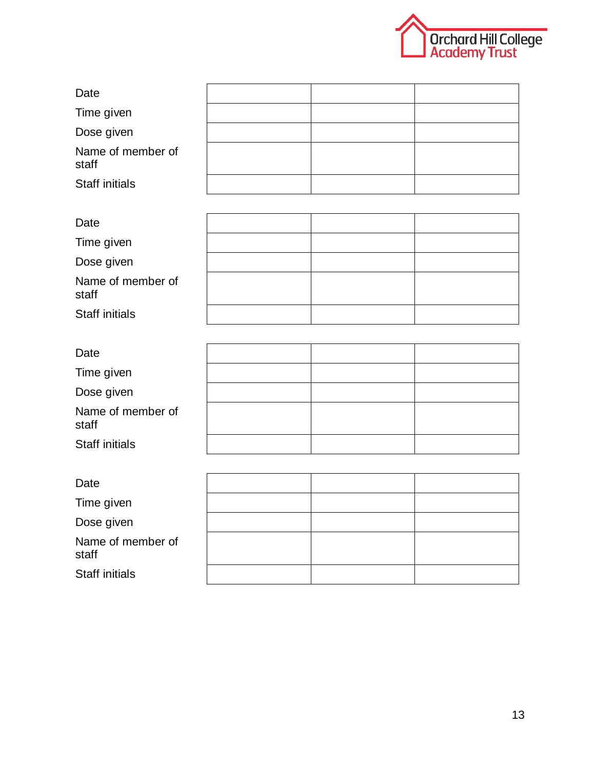| Date | | | |
|---|---|---|---|
| Time given | | | |
| Dose given | | | |
| Name of member of staff | | | |
| Staff initials | | | |

| Date | | | |
|---|---|---|---|
| Time given | | | |
| Dose given | | | |
| Name of member of staff | | | |
| Staff initials | | | |

| Date | | | |
|---|---|---|---|
| Time given | | | |
| Dose given | | | |
| Name of member of staff | | | |
| Staff initials | | | |

| Date | | | |
|---|---|---|---|
| Time given | | | |
| Dose given | | | |
| Name of member of staff | | | |
| Staff initials | | | |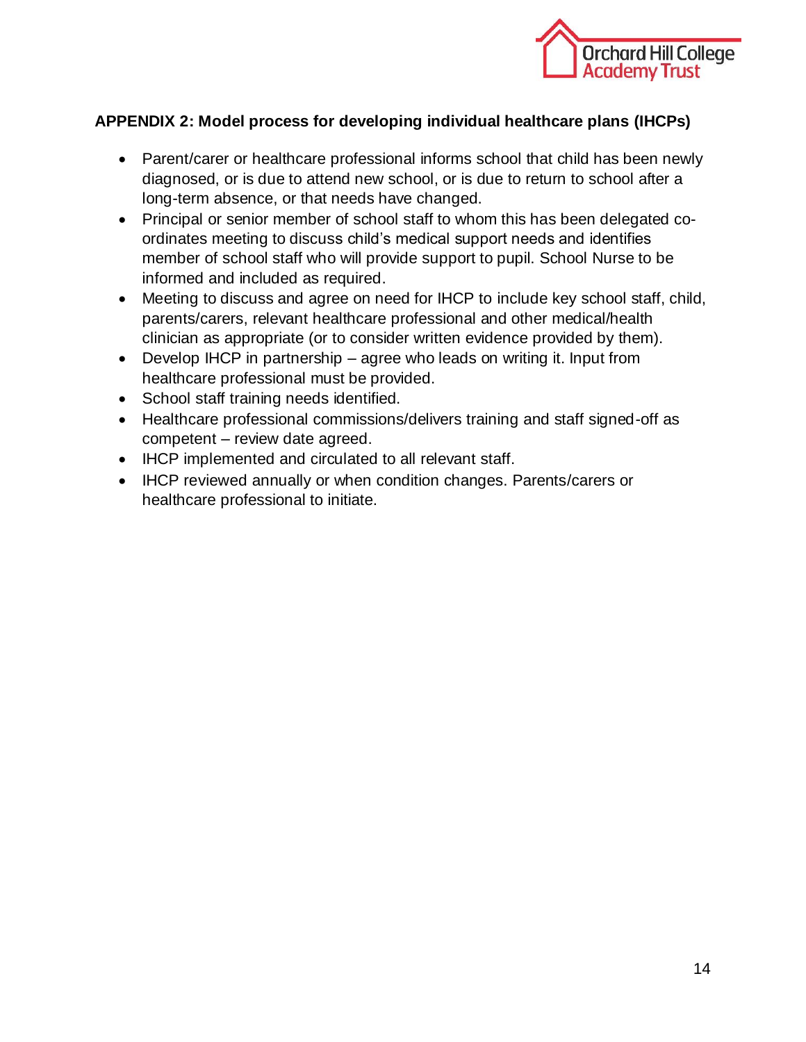## APPENDIX 2: Model process for developing individual healthcare plans (IHCPs)

- Parent/carer or healthcare professional informs school that child has been newly diagnosed, or is due to attend new school, or is due to return to school after a long-term absence, or that needs have changed.
- Principal or senior member of school staff to whom this has been delegated co-ordinates meeting to discuss child's medical support needs and identifies member of school staff who will provide support to pupil. School Nurse to be informed and included as required.
- Meeting to discuss and agree on need for IHCP to include key school staff, child, parents/carers, relevant healthcare professional and other medical/health clinician as appropriate (or to consider written evidence provided by them).
- Develop IHCP in partnership – agree who leads on writing it. Input from healthcare professional must be provided.
- School staff training needs identified.
- Healthcare professional commissions/delivers training and staff signed-off as competent – review date agreed.
- IHCP implemented and circulated to all relevant staff.
- IHCP reviewed annually or when condition changes. Parents/carers or healthcare professional to initiate.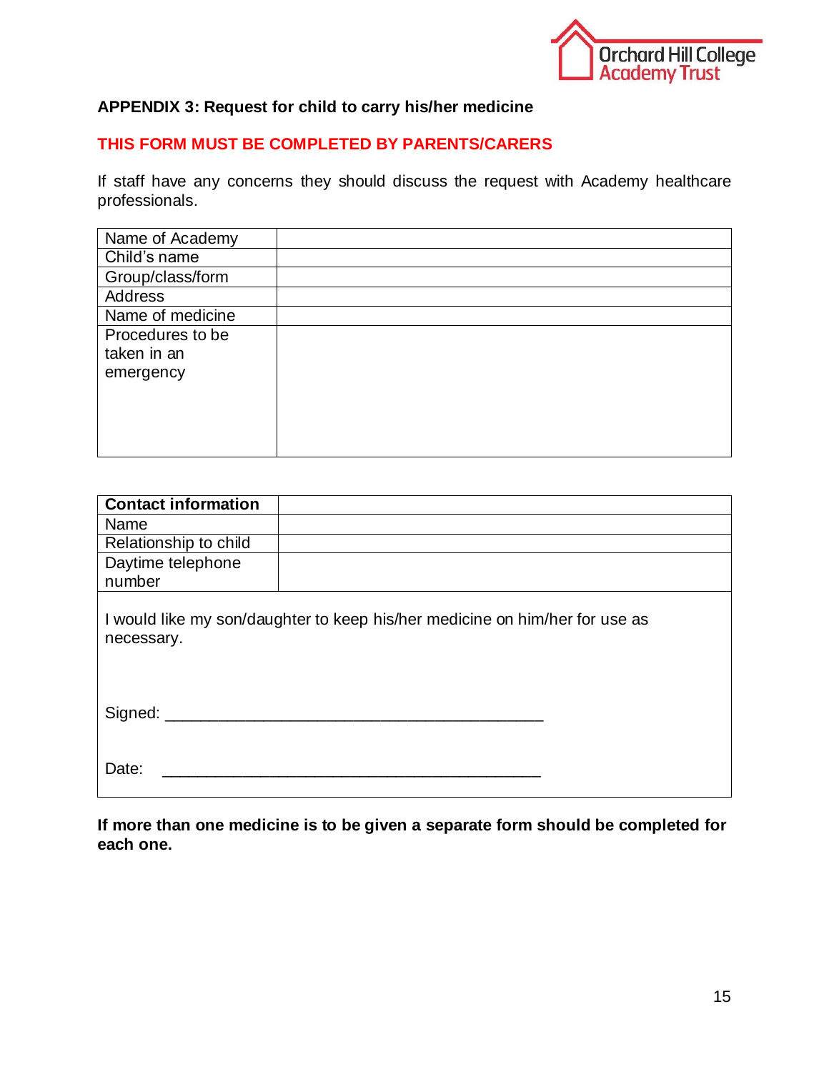## APPENDIX 3: Request for child to carry his/her medicine

**THIS FORM MUST BE COMPLETED BY PARENTS/CARERS**

If staff have any concerns they should discuss the request with Academy healthcare professionals.

| Name of Academy | |
|---|---|
| Child's name | |
| Group/class/form | |
| Address | |
| Name of medicine | |
| Procedures to be taken in an emergency | |

| **Contact information** | |
|---|---|
| Name | |
| Relationship to child | |
| Daytime telephone number | |

I would like my son/daughter to keep his/her medicine on him/her for use as necessary.

Signed: ___________________________________________

Date: ___________________________________________

**If more than one medicine is to be given a separate form should be completed for each one.**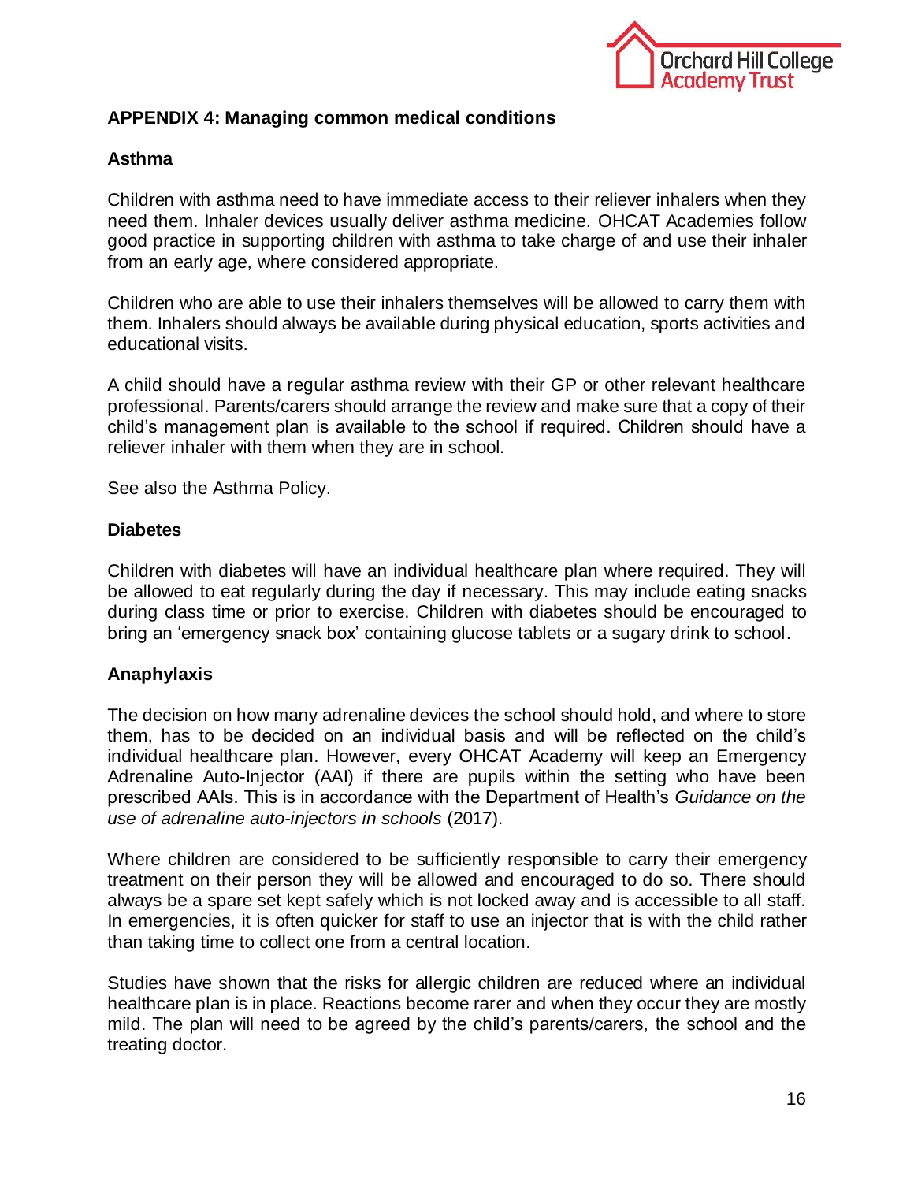## APPENDIX 4: Managing common medical conditions

### Asthma

Children with asthma need to have immediate access to their reliever inhalers when they need them. Inhaler devices usually deliver asthma medicine. OHCAT Academies follow good practice in supporting children with asthma to take charge of and use their inhaler from an early age, where considered appropriate.

Children who are able to use their inhalers themselves will be allowed to carry them with them. Inhalers should always be available during physical education, sports activities and educational visits.

A child should have a regular asthma review with their GP or other relevant healthcare professional. Parents/carers should arrange the review and make sure that a copy of their child's management plan is available to the school if required. Children should have a reliever inhaler with them when they are in school.

See also the Asthma Policy.

### Diabetes

Children with diabetes will have an individual healthcare plan where required. They will be allowed to eat regularly during the day if necessary. This may include eating snacks during class time or prior to exercise. Children with diabetes should be encouraged to bring an 'emergency snack box' containing glucose tablets or a sugary drink to school.

### Anaphylaxis

The decision on how many adrenaline devices the school should hold, and where to store them, has to be decided on an individual basis and will be reflected on the child's individual healthcare plan. However, every OHCAT Academy will keep an Emergency Adrenaline Auto-Injector (AAI) if there are pupils within the setting who have been prescribed AAIs. This is in accordance with the Department of Health's *Guidance on the use of adrenaline auto-injectors in schools* (2017).

Where children are considered to be sufficiently responsible to carry their emergency treatment on their person they will be allowed and encouraged to do so. There should always be a spare set kept safely which is not locked away and is accessible to all staff. In emergencies, it is often quicker for staff to use an injector that is with the child rather than taking time to collect one from a central location.

Studies have shown that the risks for allergic children are reduced where an individual healthcare plan is in place. Reactions become rarer and when they occur they are mostly mild. The plan will need to be agreed by the child's parents/carers, the school and the treating doctor.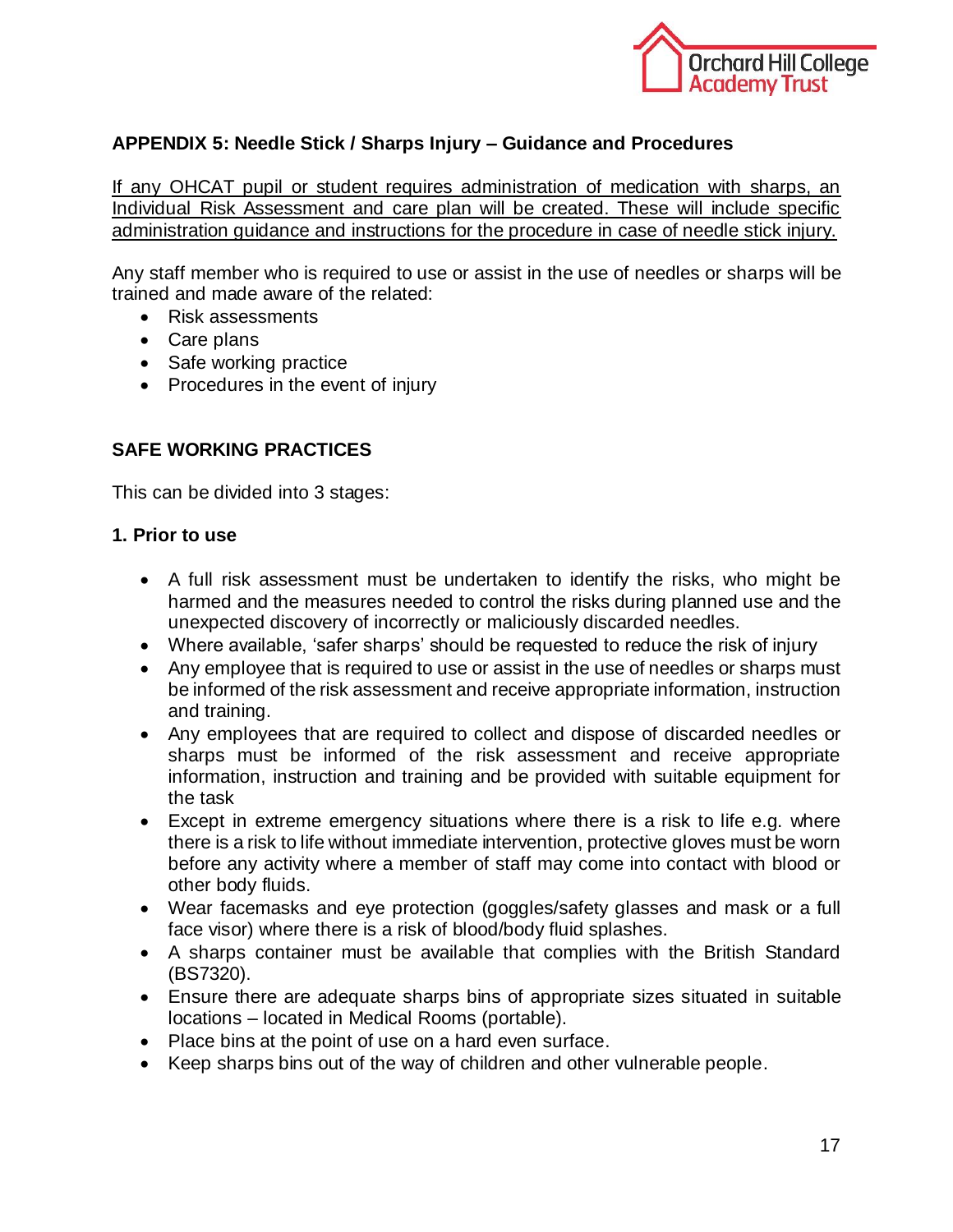**APPENDIX 5: Needle Stick / Sharps Injury – Guidance and Procedures**

<u>If any OHCAT pupil or student requires administration of medication with sharps, an Individual Risk Assessment and care plan will be created. These will include specific administration guidance and instructions for the procedure in case of needle stick injury.</u>

Any staff member who is required to use or assist in the use of needles or sharps will be trained and made aware of the related:

- Risk assessments
- Care plans
- Safe working practice
- Procedures in the event of injury

**SAFE WORKING PRACTICES**

This can be divided into 3 stages:

**1. Prior to use**

- A full risk assessment must be undertaken to identify the risks, who might be harmed and the measures needed to control the risks during planned use and the unexpected discovery of incorrectly or maliciously discarded needles.
- Where available, 'safer sharps' should be requested to reduce the risk of injury
- Any employee that is required to use or assist in the use of needles or sharps must be informed of the risk assessment and receive appropriate information, instruction and training.
- Any employees that are required to collect and dispose of discarded needles or sharps must be informed of the risk assessment and receive appropriate information, instruction and training and be provided with suitable equipment for the task
- Except in extreme emergency situations where there is a risk to life e.g. where there is a risk to life without immediate intervention, protective gloves must be worn before any activity where a member of staff may come into contact with blood or other body fluids.
- Wear facemasks and eye protection (goggles/safety glasses and mask or a full face visor) where there is a risk of blood/body fluid splashes.
- A sharps container must be available that complies with the British Standard (BS7320).
- Ensure there are adequate sharps bins of appropriate sizes situated in suitable locations – located in Medical Rooms (portable).
- Place bins at the point of use on a hard even surface.
- Keep sharps bins out of the way of children and other vulnerable people.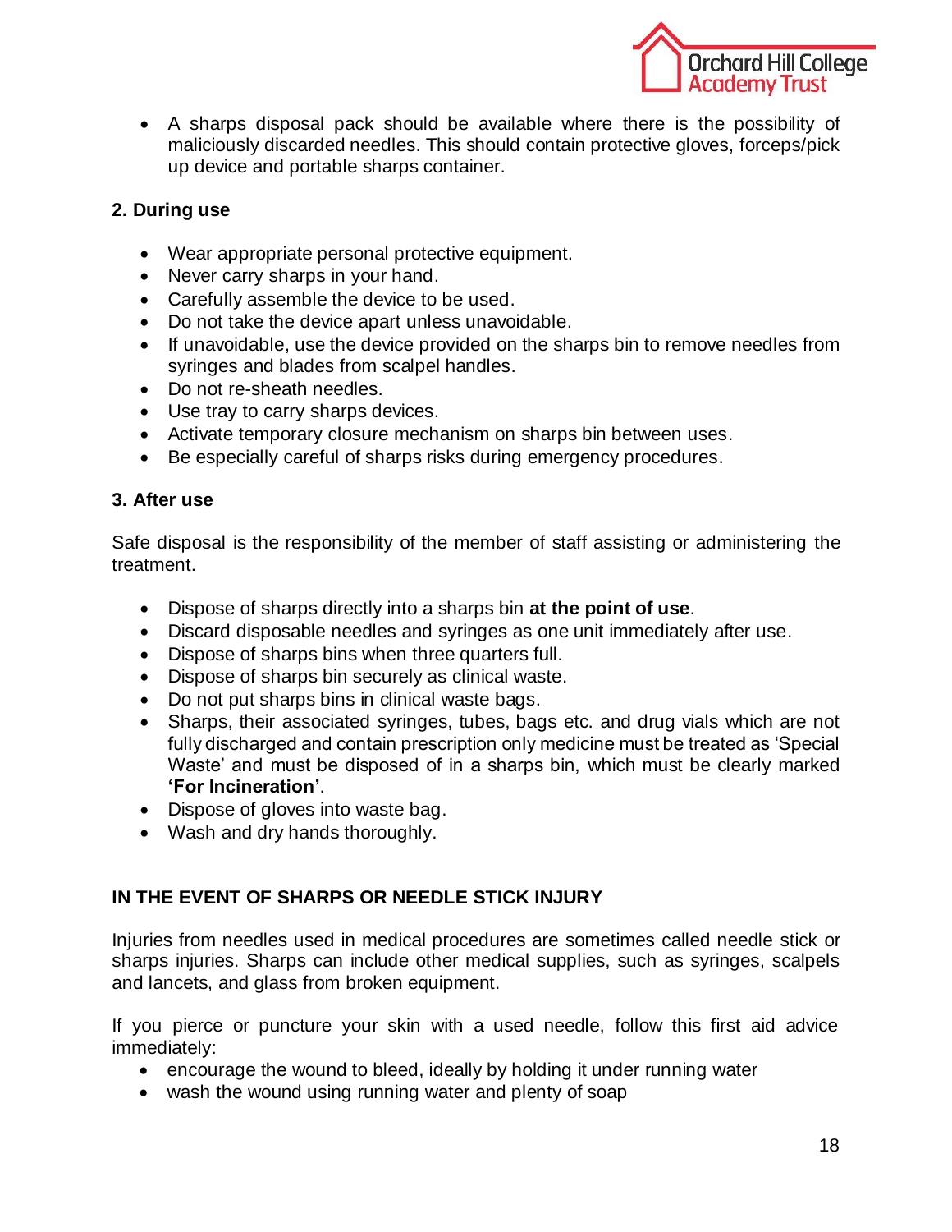- A sharps disposal pack should be available where there is the possibility of maliciously discarded needles. This should contain protective gloves, forceps/pick up device and portable sharps container.

**2. During use**

- Wear appropriate personal protective equipment.
- Never carry sharps in your hand.
- Carefully assemble the device to be used.
- Do not take the device apart unless unavoidable.
- If unavoidable, use the device provided on the sharps bin to remove needles from syringes and blades from scalpel handles.
- Do not re-sheath needles.
- Use tray to carry sharps devices.
- Activate temporary closure mechanism on sharps bin between uses.
- Be especially careful of sharps risks during emergency procedures.

**3. After use**

Safe disposal is the responsibility of the member of staff assisting or administering the treatment.

- Dispose of sharps directly into a sharps bin **at the point of use**.
- Discard disposable needles and syringes as one unit immediately after use.
- Dispose of sharps bins when three quarters full.
- Dispose of sharps bin securely as clinical waste.
- Do not put sharps bins in clinical waste bags.
- Sharps, their associated syringes, tubes, bags etc. and drug vials which are not fully discharged and contain prescription only medicine must be treated as 'Special Waste' and must be disposed of in a sharps bin, which must be clearly marked **'For Incineration'**.
- Dispose of gloves into waste bag.
- Wash and dry hands thoroughly.

**IN THE EVENT OF SHARPS OR NEEDLE STICK INJURY**

Injuries from needles used in medical procedures are sometimes called needle stick or sharps injuries. Sharps can include other medical supplies, such as syringes, scalpels and lancets, and glass from broken equipment.

If you pierce or puncture your skin with a used needle, follow this first aid advice immediately:

- encourage the wound to bleed, ideally by holding it under running water
- wash the wound using running water and plenty of soap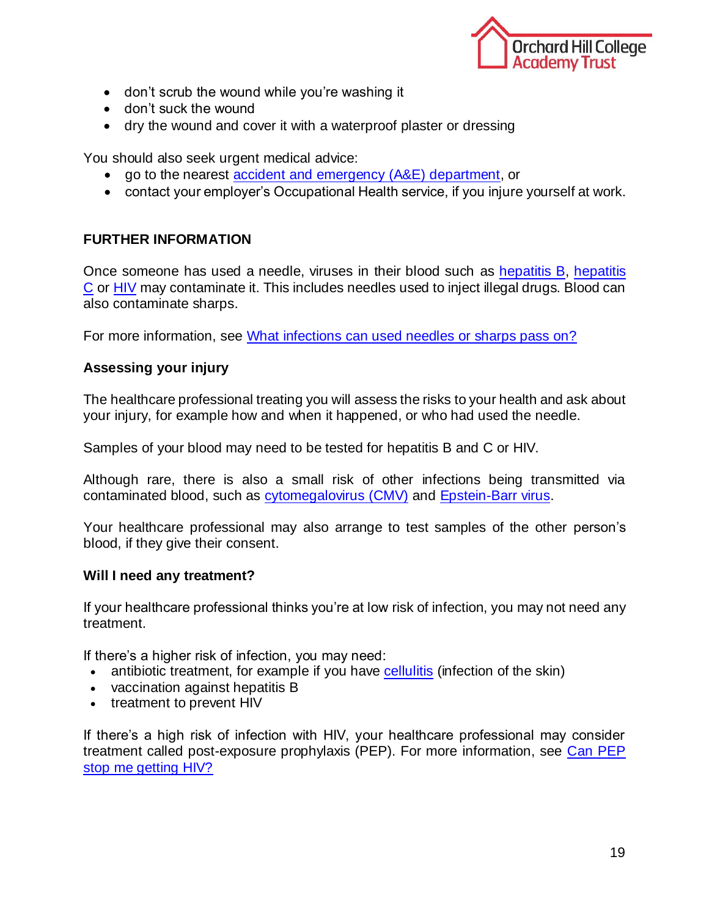- don't scrub the wound while you're washing it
- don't suck the wound
- dry the wound and cover it with a waterproof plaster or dressing

You should also seek urgent medical advice:

- go to the nearest accident and emergency (A&E) department, or
- contact your employer's Occupational Health service, if you injure yourself at work.

**FURTHER INFORMATION**

Once someone has used a needle, viruses in their blood such as hepatitis B, hepatitis C or HIV may contaminate it. This includes needles used to inject illegal drugs. Blood can also contaminate sharps.

For more information, see What infections can used needles or sharps pass on?

**Assessing your injury**

The healthcare professional treating you will assess the risks to your health and ask about your injury, for example how and when it happened, or who had used the needle.

Samples of your blood may need to be tested for hepatitis B and C or HIV.

Although rare, there is also a small risk of other infections being transmitted via contaminated blood, such as cytomegalovirus (CMV) and Epstein-Barr virus.

Your healthcare professional may also arrange to test samples of the other person's blood, if they give their consent.

**Will I need any treatment?**

If your healthcare professional thinks you're at low risk of infection, you may not need any treatment.

If there's a higher risk of infection, you may need:

- antibiotic treatment, for example if you have cellulitis (infection of the skin)
- vaccination against hepatitis B
- treatment to prevent HIV

If there's a high risk of infection with HIV, your healthcare professional may consider treatment called post-exposure prophylaxis (PEP). For more information, see Can PEP stop me getting HIV?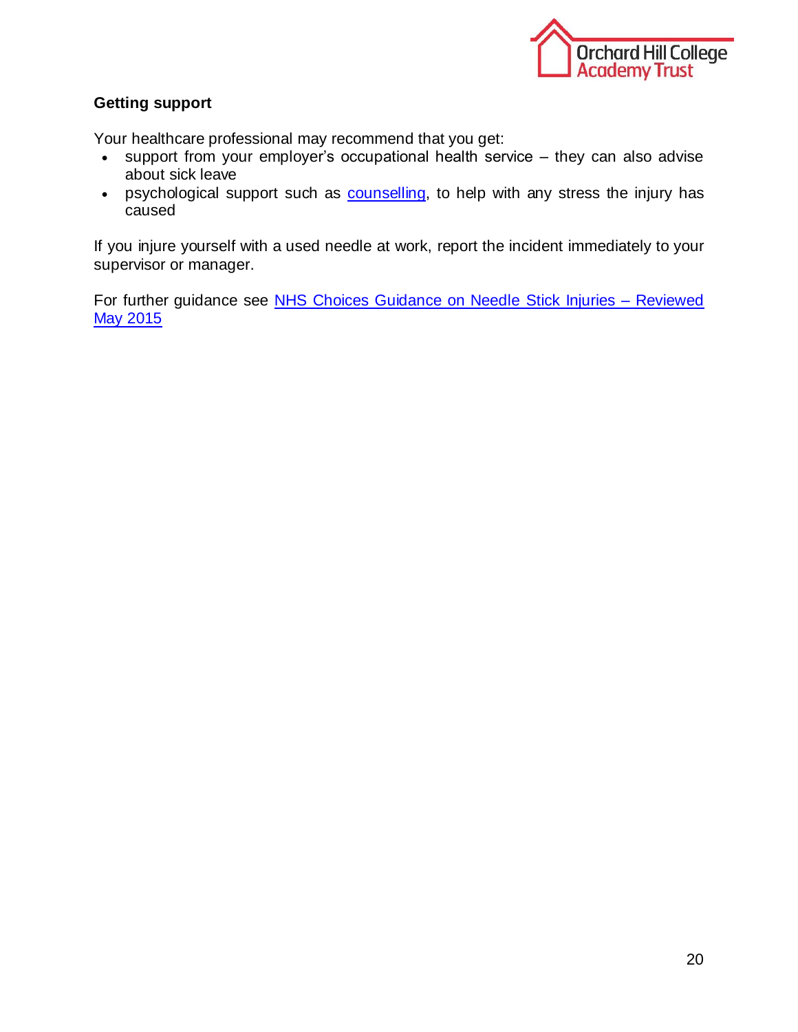**Getting support**

Your healthcare professional may recommend that you get:

- support from your employer's occupational health service – they can also advise about sick leave
- psychological support such as counselling, to help with any stress the injury has caused

If you injure yourself with a used needle at work, report the incident immediately to your supervisor or manager.

For further guidance see NHS Choices Guidance on Needle Stick Injuries – Reviewed May 2015